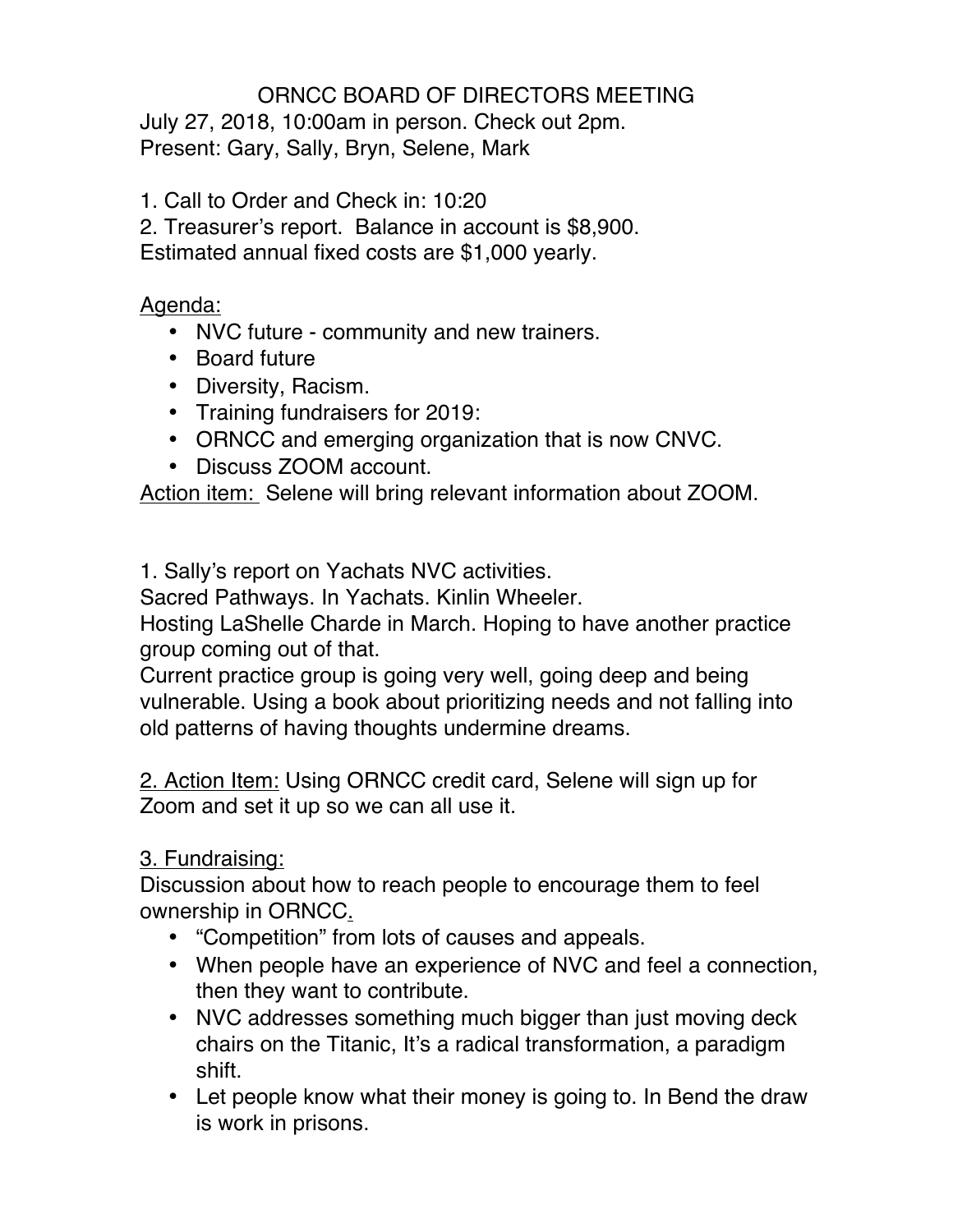# ORNCC BOARD OF DIRECTORS MEETING

July 27, 2018, 10:00am in person. Check out 2pm.
Present: Gary, Sally, Bryn, Selene, Mark

1. Call to Order and Check in: 10:20
2. Treasurer's report. Balance in account is $8,900.
Estimated annual fixed costs are $1,000 yearly.

<u>Agenda:</u>

- NVC future - community and new trainers.
- Board future
- Diversity, Racism.
- Training fundraisers for 2019:
- ORNCC and emerging organization that is now CNVC.
- Discuss ZOOM account.

<u>Action item:</u> Selene will bring relevant information about ZOOM.

1. Sally's report on Yachats NVC activities.
Sacred Pathways. In Yachats. Kinlin Wheeler.
Hosting LaShelle Charde in March. Hoping to have another practice group coming out of that.
Current practice group is going very well, going deep and being vulnerable. Using a book about prioritizing needs and not falling into old patterns of having thoughts undermine dreams.

<u>2. Action Item:</u> Using ORNCC credit card, Selene will sign up for Zoom and set it up so we can all use it.

<u>3. Fundraising:</u>
Discussion about how to reach people to encourage them to feel ownership in ORNCC.

- "Competition" from lots of causes and appeals.
- When people have an experience of NVC and feel a connection, then they want to contribute.
- NVC addresses something much bigger than just moving deck chairs on the Titanic, It's a radical transformation, a paradigm shift.
- Let people know what their money is going to. In Bend the draw is work in prisons.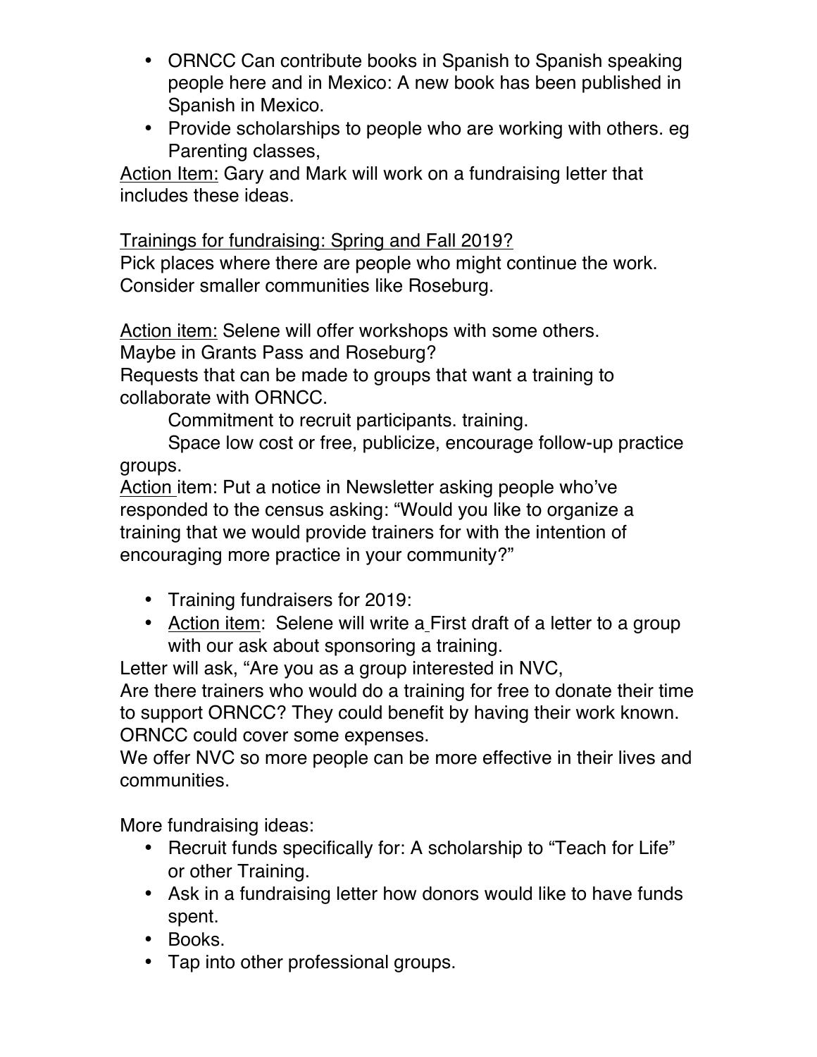- ORNCC Can contribute books in Spanish to Spanish speaking people here and in Mexico: A new book has been published in Spanish in Mexico.
- Provide scholarships to people who are working with others. eg Parenting classes,

<u>Action Item:</u> Gary and Mark will work on a fundraising letter that includes these ideas.

<u>Trainings for fundraising: Spring and Fall 2019?</u>
Pick places where there are people who might continue the work. Consider smaller communities like Roseburg.

<u>Action item:</u> Selene will offer workshops with some others.
Maybe in Grants Pass and Roseburg?
Requests that can be made to groups that want a training to collaborate with ORNCC.

Commitment to recruit participants. training.

Space low cost or free, publicize, encourage follow-up practice groups.

<u>Action</u> item: Put a notice in Newsletter asking people who've responded to the census asking: "Would you like to organize a training that we would provide trainers for with the intention of encouraging more practice in your community?"

- Training fundraisers for 2019:
- <u>Action item</u>: Selene will write a First draft of a letter to a group with our ask about sponsoring a training.

Letter will ask, "Are you as a group interested in NVC,
Are there trainers who would do a training for free to donate their time to support ORNCC? They could benefit by having their work known. ORNCC could cover some expenses.
We offer NVC so more people can be more effective in their lives and communities.

More fundraising ideas:

- Recruit funds specifically for: A scholarship to "Teach for Life" or other Training.
- Ask in a fundraising letter how donors would like to have funds spent.
- Books.
- Tap into other professional groups.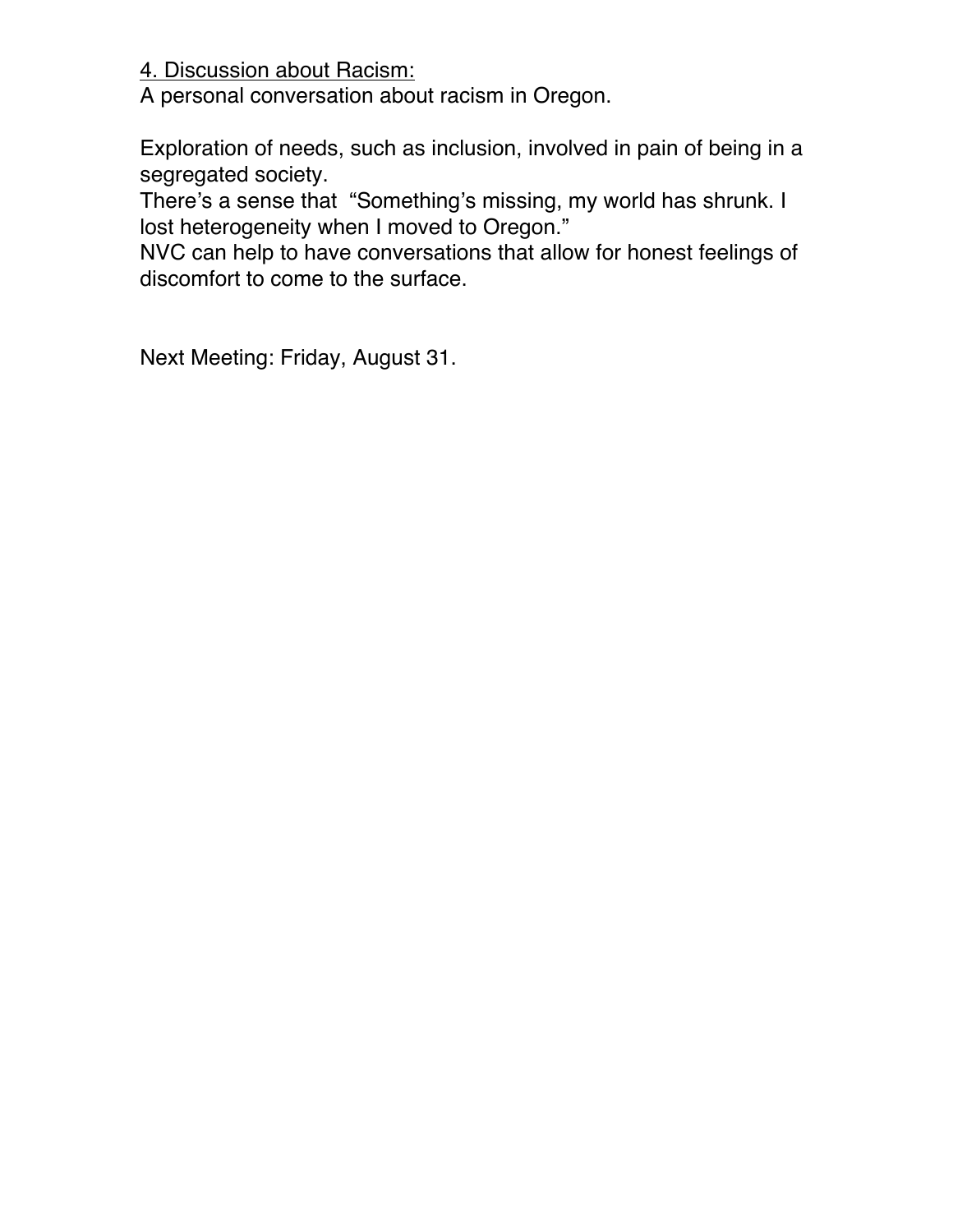<u>4. Discussion about Racism:</u>

A personal conversation about racism in Oregon.

Exploration of needs, such as inclusion, involved in pain of being in a segregated society.

There's a sense that "Something's missing, my world has shrunk. I lost heterogeneity when I moved to Oregon."

NVC can help to have conversations that allow for honest feelings of discomfort to come to the surface.

Next Meeting: Friday, August 31.